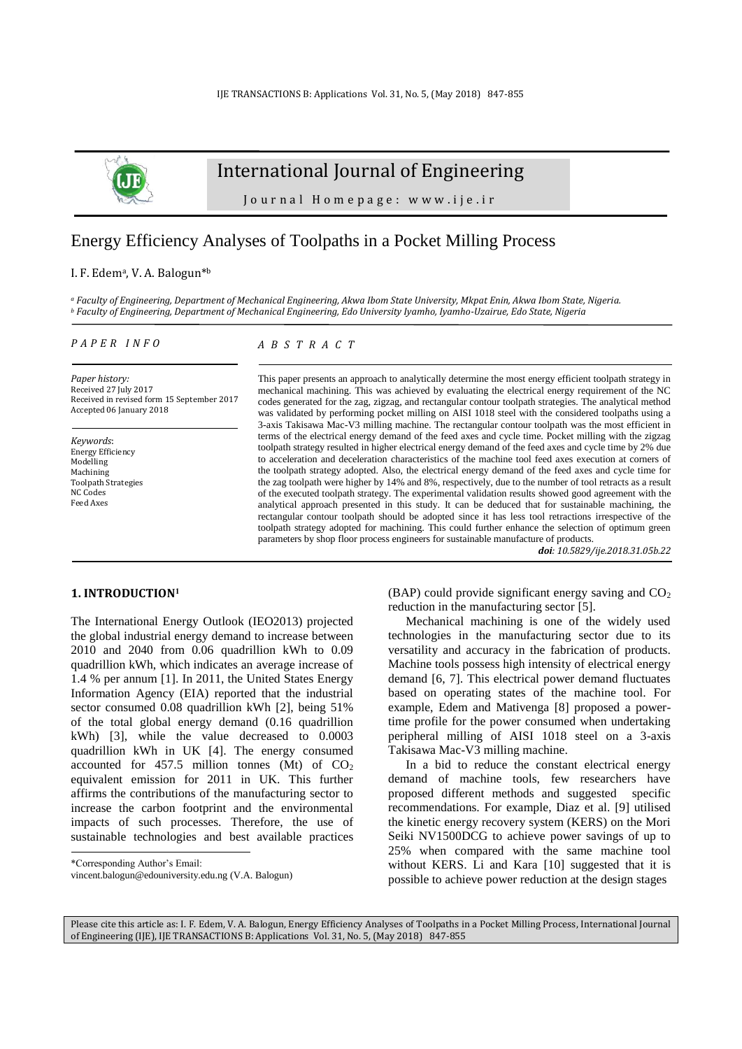# Energy Efficiency Analyses of Toolpaths in a Pocket Milling Process

I. F. Edem[a], V. A. Balogun*[b]

[a] *Faculty of Engineering, Department of Mechanical Engineering, Akwa Ibom State University, Mkpat Enin, Akwa Ibom State, Nigeria.*
[b] *Faculty of Engineering, Department of Mechanical Engineering, Edo University Iyamho, Iyamho-Uzairue, Edo State, Nigeria*

## PAPER INFO

*Paper history:*
Received 27 July 2017
Received in revised form 15 September 2017
Accepted 06 January 2018

*Keywords*:
Energy Efficiency
Modelling
Machining
Toolpath Strategies
NC Codes
Feed Axes

## ABSTRACT

This paper presents an approach to analytically determine the most energy efficient toolpath strategy in mechanical machining. This was achieved by evaluating the electrical energy requirement of the NC codes generated for the zag, zigzag, and rectangular contour toolpath strategies. The analytical method was validated by performing pocket milling on AISI 1018 steel with the considered toolpaths using a 3-axis Takisawa Mac-V3 milling machine. The rectangular contour toolpath was the most efficient in terms of the electrical energy demand of the feed axes and cycle time. Pocket milling with the zigzag toolpath strategy resulted in higher electrical energy demand of the feed axes and cycle time by 2% due to acceleration and deceleration characteristics of the machine tool feed axes execution at corners of the toolpath strategy adopted. Also, the electrical energy demand of the feed axes and cycle time for the zag toolpath were higher by 14% and 8%, respectively, due to the number of tool retracts as a result of the executed toolpath strategy. The experimental validation results showed good agreement with the analytical approach presented in this study. It can be deduced that for sustainable machining, the rectangular contour toolpath should be adopted since it has less tool retractions irrespective of the toolpath strategy adopted for machining. This could further enhance the selection of optimum green parameters by shop floor process engineers for sustainable manufacture of products.

***doi**: 10.5829/ije.2018.31.05b.22*

## 1. INTRODUCTION[1]

The International Energy Outlook (IEO2013) projected the global industrial energy demand to increase between 2010 and 2040 from 0.06 quadrillion kWh to 0.09 quadrillion kWh, which indicates an average increase of 1.4 % per annum [1]. In 2011, the United States Energy Information Agency (EIA) reported that the industrial sector consumed 0.08 quadrillion kWh [2], being 51% of the total global energy demand (0.16 quadrillion kWh) [3], while the value decreased to 0.0003 quadrillion kWh in UK [4]. The energy consumed accounted for 457.5 million tonnes (Mt) of $CO_2$ equivalent emission for 2011 in UK. This further affirms the contributions of the manufacturing sector to increase the carbon footprint and the environmental impacts of such processes. Therefore, the use of sustainable technologies and best available practices (BAP) could provide significant energy saving and $CO_2$ reduction in the manufacturing sector [5].

Mechanical machining is one of the widely used technologies in the manufacturing sector due to its versatility and accuracy in the fabrication of products. Machine tools possess high intensity of electrical energy demand [6, 7]. This electrical power demand fluctuates based on operating states of the machine tool. For example, Edem and Mativenga [8] proposed a power-time profile for the power consumed when undertaking peripheral milling of AISI 1018 steel on a 3-axis Takisawa Mac-V3 milling machine.

In a bid to reduce the constant electrical energy demand of machine tools, few researchers have proposed different methods and suggested specific recommendations. For example, Diaz et al. [9] utilised the kinetic energy recovery system (KERS) on the Mori Seiki NV1500DCG to achieve power savings of up to 25% when compared with the same machine tool without KERS. Li and Kara [10] suggested that it is possible to achieve power reduction at the design stages

*Corresponding Author's Email:
vincent.balogun@edouniversity.edu.ng (V.A. Balogun)

Please cite this article as: I. F. Edem, V. A. Balogun, Energy Efficiency Analyses of Toolpaths in a Pocket Milling Process, International Journal of Engineering (IJE), IJE TRANSACTIONS B: Applications Vol. 31, No. 5, (May 2018) 847-855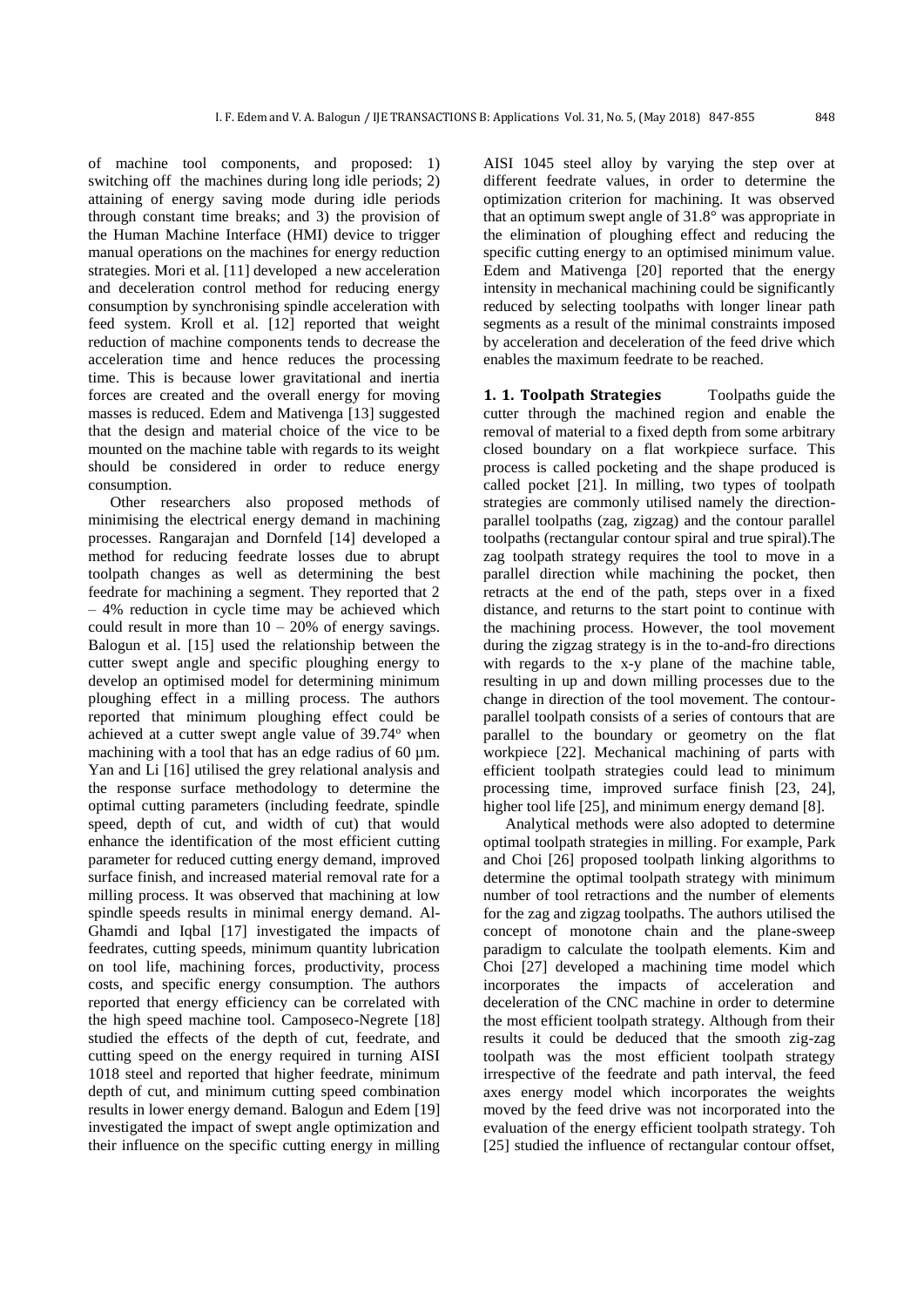of machine tool components, and proposed: 1) switching off the machines during long idle periods; 2) attaining of energy saving mode during idle periods through constant time breaks; and 3) the provision of the Human Machine Interface (HMI) device to trigger manual operations on the machines for energy reduction strategies. Mori et al. [11] developed a new acceleration and deceleration control method for reducing energy consumption by synchronising spindle acceleration with feed system. Kroll et al. [12] reported that weight reduction of machine components tends to decrease the acceleration time and hence reduces the processing time. This is because lower gravitational and inertia forces are created and the overall energy for moving masses is reduced. Edem and Mativenga [13] suggested that the design and material choice of the vice to be mounted on the machine table with regards to its weight should be considered in order to reduce energy consumption.

Other researchers also proposed methods of minimising the electrical energy demand in machining processes. Rangarajan and Dornfeld [14] developed a method for reducing feedrate losses due to abrupt toolpath changes as well as determining the best feedrate for machining a segment. They reported that 2 – 4% reduction in cycle time may be achieved which could result in more than 10 – 20% of energy savings. Balogun et al. [15] used the relationship between the cutter swept angle and specific ploughing energy to develop an optimised model for determining minimum ploughing effect in a milling process. The authors reported that minimum ploughing effect could be achieved at a cutter swept angle value of 39.74° when machining with a tool that has an edge radius of 60 µm. Yan and Li [16] utilised the grey relational analysis and the response surface methodology to determine the optimal cutting parameters (including feedrate, spindle speed, depth of cut, and width of cut) that would enhance the identification of the most efficient cutting parameter for reduced cutting energy demand, improved surface finish, and increased material removal rate for a milling process. It was observed that machining at low spindle speeds results in minimal energy demand. Al-Ghamdi and Iqbal [17] investigated the impacts of feedrates, cutting speeds, minimum quantity lubrication on tool life, machining forces, productivity, process costs, and specific energy consumption. The authors reported that energy efficiency can be correlated with the high speed machine tool. Camposeco-Negrete [18] studied the effects of the depth of cut, feedrate, and cutting speed on the energy required in turning AISI 1018 steel and reported that higher feedrate, minimum depth of cut, and minimum cutting speed combination results in lower energy demand. Balogun and Edem [19] investigated the impact of swept angle optimization and their influence on the specific cutting energy in milling AISI 1045 steel alloy by varying the step over at different feedrate values, in order to determine the optimization criterion for machining. It was observed that an optimum swept angle of 31.8° was appropriate in the elimination of ploughing effect and reducing the specific cutting energy to an optimised minimum value. Edem and Mativenga [20] reported that the energy intensity in mechanical machining could be significantly reduced by selecting toolpaths with longer linear path segments as a result of the minimal constraints imposed by acceleration and deceleration of the feed drive which enables the maximum feedrate to be reached.

### 1. 1. Toolpath Strategies

Toolpaths guide the cutter through the machined region and enable the removal of material to a fixed depth from some arbitrary closed boundary on a flat workpiece surface. This process is called pocketing and the shape produced is called pocket [21]. In milling, two types of toolpath strategies are commonly utilised namely the direction-parallel toolpaths (zag, zigzag) and the contour parallel toolpaths (rectangular contour spiral and true spiral).The zag toolpath strategy requires the tool to move in a parallel direction while machining the pocket, then retracts at the end of the path, steps over in a fixed distance, and returns to the start point to continue with the machining process. However, the tool movement during the zigzag strategy is in the to-and-fro directions with regards to the x-y plane of the machine table, resulting in up and down milling processes due to the change in direction of the tool movement. The contour-parallel toolpath consists of a series of contours that are parallel to the boundary or geometry on the flat workpiece [22]. Mechanical machining of parts with efficient toolpath strategies could lead to minimum processing time, improved surface finish [23, 24], higher tool life [25], and minimum energy demand [8].

Analytical methods were also adopted to determine optimal toolpath strategies in milling. For example, Park and Choi [26] proposed toolpath linking algorithms to determine the optimal toolpath strategy with minimum number of tool retractions and the number of elements for the zag and zigzag toolpaths. The authors utilised the concept of monotone chain and the plane-sweep paradigm to calculate the toolpath elements. Kim and Choi [27] developed a machining time model which incorporates the impacts of acceleration and deceleration of the CNC machine in order to determine the most efficient toolpath strategy. Although from their results it could be deduced that the smooth zig-zag toolpath was the most efficient toolpath strategy irrespective of the feedrate and path interval, the feed axes energy model which incorporates the weights moved by the feed drive was not incorporated into the evaluation of the energy efficient toolpath strategy. Toh [25] studied the influence of rectangular contour offset,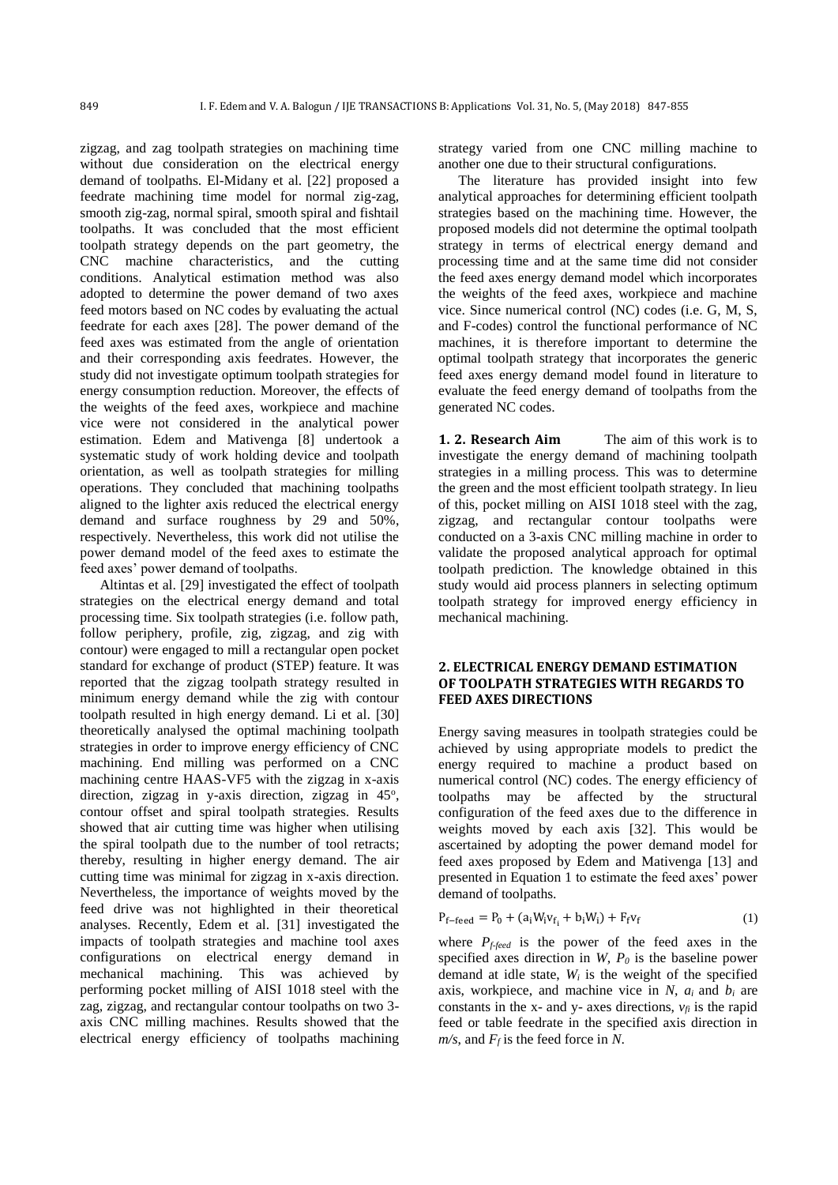zigzag, and zag toolpath strategies on machining time without due consideration on the electrical energy demand of toolpaths. El-Midany et al. [22] proposed a feedrate machining time model for normal zig-zag, smooth zig-zag, normal spiral, smooth spiral and fishtail toolpaths. It was concluded that the most efficient toolpath strategy depends on the part geometry, the CNC machine characteristics, and the cutting conditions. Analytical estimation method was also adopted to determine the power demand of two axes feed motors based on NC codes by evaluating the actual feedrate for each axes [28]. The power demand of the feed axes was estimated from the angle of orientation and their corresponding axis feedrates. However, the study did not investigate optimum toolpath strategies for energy consumption reduction. Moreover, the effects of the weights of the feed axes, workpiece and machine vice were not considered in the analytical power estimation. Edem and Mativenga [8] undertook a systematic study of work holding device and toolpath orientation, as well as toolpath strategies for milling operations. They concluded that machining toolpaths aligned to the lighter axis reduced the electrical energy demand and surface roughness by 29 and 50%, respectively. Nevertheless, this work did not utilise the power demand model of the feed axes to estimate the feed axes' power demand of toolpaths.

Altintas et al. [29] investigated the effect of toolpath strategies on the electrical energy demand and total processing time. Six toolpath strategies (i.e. follow path, follow periphery, profile, zig, zigzag, and zig with contour) were engaged to mill a rectangular open pocket standard for exchange of product (STEP) feature. It was reported that the zigzag toolpath strategy resulted in minimum energy demand while the zig with contour toolpath resulted in high energy demand. Li et al. [30] theoretically analysed the optimal machining toolpath strategies in order to improve energy efficiency of CNC machining. End milling was performed on a CNC machining centre HAAS-VF5 with the zigzag in x-axis direction, zigzag in y-axis direction, zigzag in 45$^o$, contour offset and spiral toolpath strategies. Results showed that air cutting time was higher when utilising the spiral toolpath due to the number of tool retracts; thereby, resulting in higher energy demand. The air cutting time was minimal for zigzag in x-axis direction. Nevertheless, the importance of weights moved by the feed drive was not highlighted in their theoretical analyses. Recently, Edem et al. [31] investigated the impacts of toolpath strategies and machine tool axes configurations on electrical energy demand in mechanical machining. This was achieved by performing pocket milling of AISI 1018 steel with the zag, zigzag, and rectangular contour toolpaths on two 3-axis CNC milling machines. Results showed that the electrical energy efficiency of toolpaths machining strategy varied from one CNC milling machine to another one due to their structural configurations.

The literature has provided insight into few analytical approaches for determining efficient toolpath strategies based on the machining time. However, the proposed models did not determine the optimal toolpath strategy in terms of electrical energy demand and processing time and at the same time did not consider the feed axes energy demand model which incorporates the weights of the feed axes, workpiece and machine vice. Since numerical control (NC) codes (i.e. G, M, S, and F-codes) control the functional performance of NC machines, it is therefore important to determine the optimal toolpath strategy that incorporates the generic feed axes energy demand model found in literature to evaluate the feed energy demand of toolpaths from the generated NC codes.

### 1. 2. Research Aim

The aim of this work is to investigate the energy demand of machining toolpath strategies in a milling process. This was to determine the green and the most efficient toolpath strategy. In lieu of this, pocket milling on AISI 1018 steel with the zag, zigzag, and rectangular contour toolpaths were conducted on a 3-axis CNC milling machine in order to validate the proposed analytical approach for optimal toolpath prediction. The knowledge obtained in this study would aid process planners in selecting optimum toolpath strategy for improved energy efficiency in mechanical machining.

## 2. ELECTRICAL ENERGY DEMAND ESTIMATION OF TOOLPATH STRATEGIES WITH REGARDS TO FEED AXES DIRECTIONS

Energy saving measures in toolpath strategies could be achieved by using appropriate models to predict the energy required to machine a product based on numerical control (NC) codes. The energy efficiency of toolpaths may be affected by the structural configuration of the feed axes due to the difference in weights moved by each axis [32]. This would be ascertained by adopting the power demand model for feed axes proposed by Edem and Mativenga [13] and presented in Equation 1 to estimate the feed axes' power demand of toolpaths.

$$P_{f-feed} = P_0 + (a_i W_i v_{f_i} + b_i W_i) + F_f v_f \tag{1}$$

where $P_{f\text{-}feed}$ is the power of the feed axes in the specified axes direction in $W$, $P_0$ is the baseline power demand at idle state, $W_i$ is the weight of the specified axis, workpiece, and machine vice in $N$, $a_i$ and $b_i$ are constants in the x- and y- axes directions, $v_{fi}$ is the rapid feed or table feedrate in the specified axis direction in $m/s$, and $F_f$ is the feed force in $N$.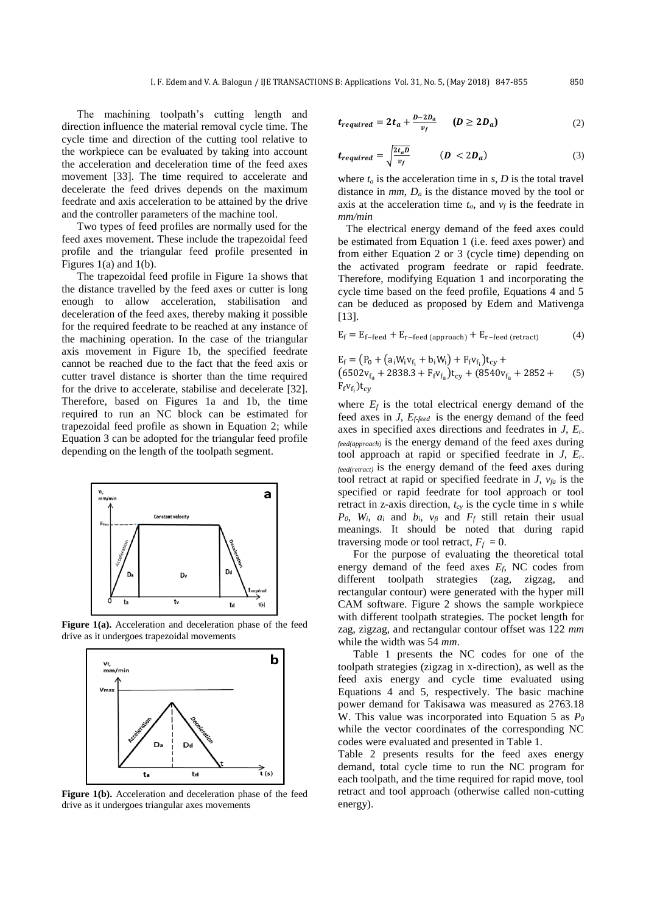The machining toolpath's cutting length and direction influence the material removal cycle time. The cycle time and direction of the cutting tool relative to the workpiece can be evaluated by taking into account the acceleration and deceleration time of the feed axes movement [33]. The time required to accelerate and decelerate the feed drives depends on the maximum feedrate and axis acceleration to be attained by the drive and the controller parameters of the machine tool.

Two types of feed profiles are normally used for the feed axes movement. These include the trapezoidal feed profile and the triangular feed profile presented in Figures 1(a) and 1(b).

The trapezoidal feed profile in Figure 1a shows that the distance travelled by the feed axes or cutter is long enough to allow acceleration, stabilisation and deceleration of the feed axes, thereby making it possible for the required feedrate to be reached at any instance of the machining operation. In the case of the triangular axis movement in Figure 1b, the specified feedrate cannot be reached due to the fact that the feed axis or cutter travel distance is shorter than the time required for the drive to accelerate, stabilise and decelerate [32]. Therefore, based on Figures 1a and 1b, the time required to run an NC block can be estimated for trapezoidal feed profile as shown in Equation 2; while Equation 3 can be adopted for the triangular feed profile depending on the length of the toolpath segment.

**Figure 1(a).** Acceleration and deceleration phase of the feed drive as it undergoes trapezoidal movements

**Figure 1(b).** Acceleration and deceleration phase of the feed drive as it undergoes triangular axes movements

$$t_{required} = 2t_a + \frac{D - 2D_a}{v_f} \qquad (D \geq 2D_a) \tag{2}$$

$$t_{required} = \sqrt{\frac{2t_a D}{v_f}} \qquad (D < 2D_a) \tag{3}$$

where $t_a$ is the acceleration time in *s*, $D$ is the total travel distance in *mm*, $D_a$ is the distance moved by the tool or axis at the acceleration time $t_a$, and $v_f$ is the feedrate in *mm/min*

The electrical energy demand of the feed axes could be estimated from Equation 1 (i.e. feed axes power) and from either Equation 2 or 3 (cycle time) depending on the activated program feedrate or rapid feedrate. Therefore, modifying Equation 1 and incorporating the cycle time based on the feed profile, Equations 4 and 5 can be deduced as proposed by Edem and Mativenga [13].

$$E_f = E_{f-feed} + E_{r-feed\,(approach)} + E_{r-feed\,(retract)} \tag{4}$$

$$E_f = \left(P_0 + \left(a_i W_i v_{f_i} + b_i W_i\right) + F_f v_{f_i}\right)t_{cy} + \left(6502 v_{f_a} + 2838.3 + F_f v_{f_a}\right)t_{cy} + \left(8540 v_{f_a} + 2852 + F_f v_{f_i}\right)t_{cy} \tag{5}$$

where $E_f$ is the total electrical energy demand of the feed axes in *J*, $E_{f\text{-}feed}$ is the energy demand of the feed axes in specified axes directions and feedrates in *J*, $E_{r\text{-}feed(approach)}$ is the energy demand of the feed axes during tool approach at rapid or specified feedrate in *J*, $E_{r\text{-}feed(retract)}$ is the energy demand of the feed axes during tool retract at rapid or specified feedrate in *J*, $v_{fa}$ is the specified or rapid feedrate for tool approach or tool retract in z-axis direction, $t_{cy}$ is the cycle time in *s* while $P_0$, $W_i$, $a_i$ and $b_i$, $v_{fi}$ and $F_f$ still retain their usual meanings. It should be noted that during rapid traversing mode or tool retract, $F_f = 0$.

For the purpose of evaluating the theoretical total energy demand of the feed axes $E_f$, NC codes from different toolpath strategies (zag, zigzag, and rectangular contour) were generated with the hyper mill CAM software. Figure 2 shows the sample workpiece with different toolpath strategies. The pocket length for zag, zigzag, and rectangular contour offset was 122 *mm* while the width was 54 *mm*.

Table 1 presents the NC codes for one of the toolpath strategies (zigzag in x-direction), as well as the feed axis energy and cycle time evaluated using Equations 4 and 5, respectively. The basic machine power demand for Takisawa was measured as 2763.18 W. This value was incorporated into Equation 5 as $P_0$ while the vector coordinates of the corresponding NC codes were evaluated and presented in Table 1.

Table 2 presents results for the feed axes energy demand, total cycle time to run the NC program for each toolpath, and the time required for rapid move, tool retract and tool approach (otherwise called non-cutting energy).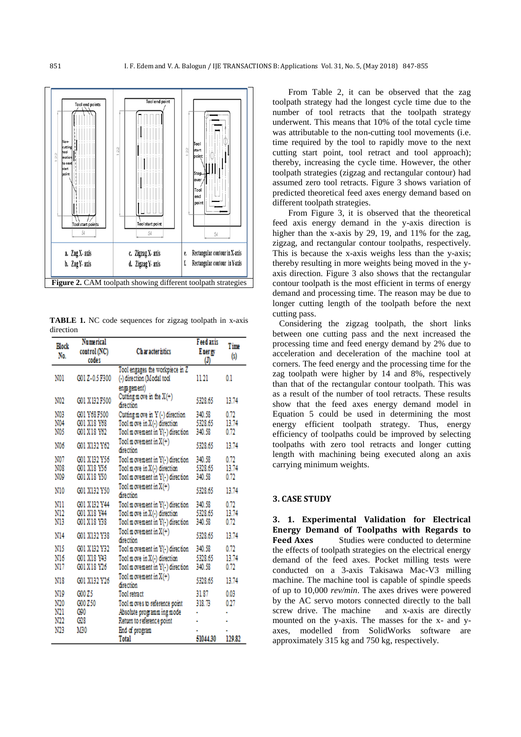**Figure 2.** CAM toolpath showing different toolpath strategies

**TABLE 1.** NC code sequences for zigzag toolpath in x-axis direction

| Block No. | Numerical control (NC) codes | Characteristics | Feed axis Energy (J) | Time (s) |
|---|---|---|---|---|
| N01 | G01 Z-0.5 F300 | Tool engages the workpiece in Z (-) direction (Modal tool engagement) | 11.21 | 0.1 |
| N02 | G01 X132 F500 | Cutting move in the X(+) direction | 5328.65 | 13.74 |
| N03 | G01 Y68 F500 | Cutting move in Y (-) direction | 340.58 | 0.72 |
| N04 | G01 X18 Y68 | Tool move in X(-) direction | 5328.65 | 13.74 |
| N05 | G01 X18 Y62 | Tool movement in Y(-) direction | 340.58 | 0.72 |
| N06 | G01 X132 Y62 | Tool movement in X(+) direction | 5328.65 | 13.74 |
| N07 | G01 X132 Y56 | Tool movement in Y(-) direction | 340.58 | 0.72 |
| N08 | G01 X18 Y56 | Tool move in X(-) direction | 5328.65 | 13.74 |
| N09 | G01 X18 Y50 | Tool movement in Y(-) direction | 340.58 | 0.72 |
| N10 | G01 X132 Y50 | Tool movement in X(+) direction | 5328.65 | 13.74 |
| N11 | G01 X132 Y44 | Tool movement in Y(-) direction | 340.58 | 0.72 |
| N12 | G01 X18 Y44 | Tool move in X(-) direction | 5328.65 | 13.74 |
| N13 | G01 X18 Y38 | Tool movement in Y(-) direction | 340.58 | 0.72 |
| N14 | G01 X132 Y38 | Tool movement in X(+) direction | 5328.65 | 13.74 |
| N15 | G01 X132 Y32 | Tool movement in Y(-) direction | 340.58 | 0.72 |
| N16 | G01 X18 Y43 | Tool move in X(-) direction | 5328.65 | 13.74 |
| N17 | G01 X18 Y26 | Tool movement in Y(-) direction | 340.58 | 0.72 |
| N18 | G01 X132 Y26 | Tool movement in X(+) direction | 5328.65 | 13.74 |
| N19 | G00 Z5 | Tool retract | 31.87 | 0.03 |
| N20 | G00 Z50 | Tool moves to reference point | 318.73 | 0.27 |
| N21 | G90 | Absolute programming mode | - | - |
| N22 | G28 | Return to reference point | - | - |
| N23 | M30 | End of program | - | - |
| | | Total | 51044.30 | 129.82 |

From Table 2, it can be observed that the zag toolpath strategy had the longest cycle time due to the number of tool retracts that the toolpath strategy underwent. This means that 10% of the total cycle time was attributable to the non-cutting tool movements (i.e. time required by the tool to rapidly move to the next cutting start point, tool retract and tool approach); thereby, increasing the cycle time. However, the other toolpath strategies (zigzag and rectangular contour) had assumed zero tool retracts. Figure 3 shows variation of predicted theoretical feed axes energy demand based on different toolpath strategies.

From Figure 3, it is observed that the theoretical feed axis energy demand in the y-axis direction is higher than the x-axis by 29, 19, and 11% for the zag, zigzag, and rectangular contour toolpaths, respectively. This is because the x-axis weighs less than the y-axis; thereby resulting in more weights being moved in the y-axis direction. Figure 3 also shows that the rectangular contour toolpath is the most efficient in terms of energy demand and processing time. The reason may be due to longer cutting length of the toolpath before the next cutting pass.

Considering the zigzag toolpath, the short links between one cutting pass and the next increased the processing time and feed energy demand by 2% due to acceleration and deceleration of the machine tool at corners. The feed energy and the processing time for the zag toolpath were higher by 14 and 8%, respectively than that of the rectangular contour toolpath. This was as a result of the number of tool retracts. These results show that the feed axes energy demand model in Equation 5 could be used in determining the most energy efficient toolpath strategy. Thus, energy efficiency of toolpaths could be improved by selecting toolpaths with zero tool retracts and longer cutting length with machining being executed along an axis carrying minimum weights.

## 3. CASE STUDY

### 3. 1. Experimental Validation for Electrical Energy Demand of Toolpaths with Regards to Feed Axes

Studies were conducted to determine the effects of toolpath strategies on the electrical energy demand of the feed axes. Pocket milling tests were conducted on a 3-axis Takisawa Mac-V3 milling machine. The machine tool is capable of spindle speeds of up to 10,000 *rev/min*. The axes drives were powered by the AC servo motors connected directly to the ball screw drive. The machine and x-axis are directly mounted on the y-axis. The masses for the x- and y-axes, modelled from SolidWorks software are approximately 315 kg and 750 kg, respectively.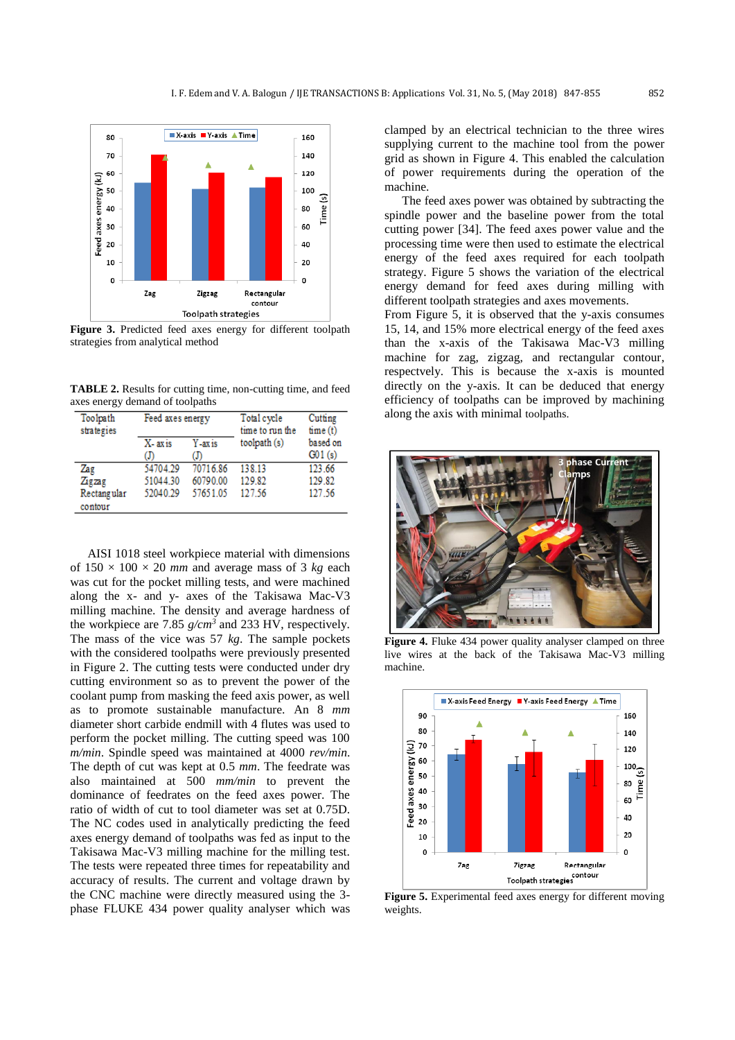**Figure 3.** Predicted feed axes energy for different toolpath strategies from analytical method

**TABLE 2.** Results for cutting time, non-cutting time, and feed axes energy demand of toolpaths

| Toolpath strategies | Feed axes energy | | Total cycle time to run the toolpath (s) | Cutting time (t) based on G01 (s) |
|---|---|---|---|---|
| | X- axis (J) | Y-axis (J) | | |
| Zag | 54704.29 | 70716.86 | 138.13 | 123.66 |
| Zigzag | 51044.30 | 60790.00 | 129.82 | 129.82 |
| Rectangular contour | 52040.29 | 57651.05 | 127.56 | 127.56 |

AISI 1018 steel workpiece material with dimensions of 150 × 100 × 20 *mm* and average mass of 3 *kg* each was cut for the pocket milling tests, and were machined along the x- and y- axes of the Takisawa Mac-V3 milling machine. The density and average hardness of the workpiece are 7.85 $g/cm^3$ and 233 HV, respectively. The mass of the vice was 57 *kg*. The sample pockets with the considered toolpaths were previously presented in Figure 2. The cutting tests were conducted under dry cutting environment so as to prevent the power of the coolant pump from masking the feed axis power, as well as to promote sustainable manufacture. An 8 *mm* diameter short carbide endmill with 4 flutes was used to perform the pocket milling. The cutting speed was 100 *m/min*. Spindle speed was maintained at 4000 *rev/min*. The depth of cut was kept at 0.5 *mm*. The feedrate was also maintained at 500 *mm/min* to prevent the dominance of feedrates on the feed axes power. The ratio of width of cut to tool diameter was set at 0.75D. The NC codes used in analytically predicting the feed axes energy demand of toolpaths was fed as input to the Takisawa Mac-V3 milling machine for the milling test. The tests were repeated three times for repeatability and accuracy of results. The current and voltage drawn by the CNC machine were directly measured using the 3-phase FLUKE 434 power quality analyser which was clamped by an electrical technician to the three wires supplying current to the machine tool from the power grid as shown in Figure 4. This enabled the calculation of power requirements during the operation of the machine.

The feed axes power was obtained by subtracting the spindle power and the baseline power from the total cutting power [34]. The feed axes power value and the processing time were then used to estimate the electrical energy of the feed axes required for each toolpath strategy. Figure 5 shows the variation of the electrical energy demand for feed axes during milling with different toolpath strategies and axes movements. From Figure 5, it is observed that the y-axis consumes 15, 14, and 15% more electrical energy of the feed axes than the x-axis of the Takisawa Mac-V3 milling machine for zag, zigzag, and rectangular contour, respectvely. This is because the x-axis is mounted directly on the y-axis. It can be deduced that energy efficiency of toolpaths can be improved by machining along the axis with minimal toolpaths.

**Figure 4.** Fluke 434 power quality analyser clamped on three live wires at the back of the Takisawa Mac-V3 milling machine.

**Figure 5.** Experimental feed axes energy for different moving weights.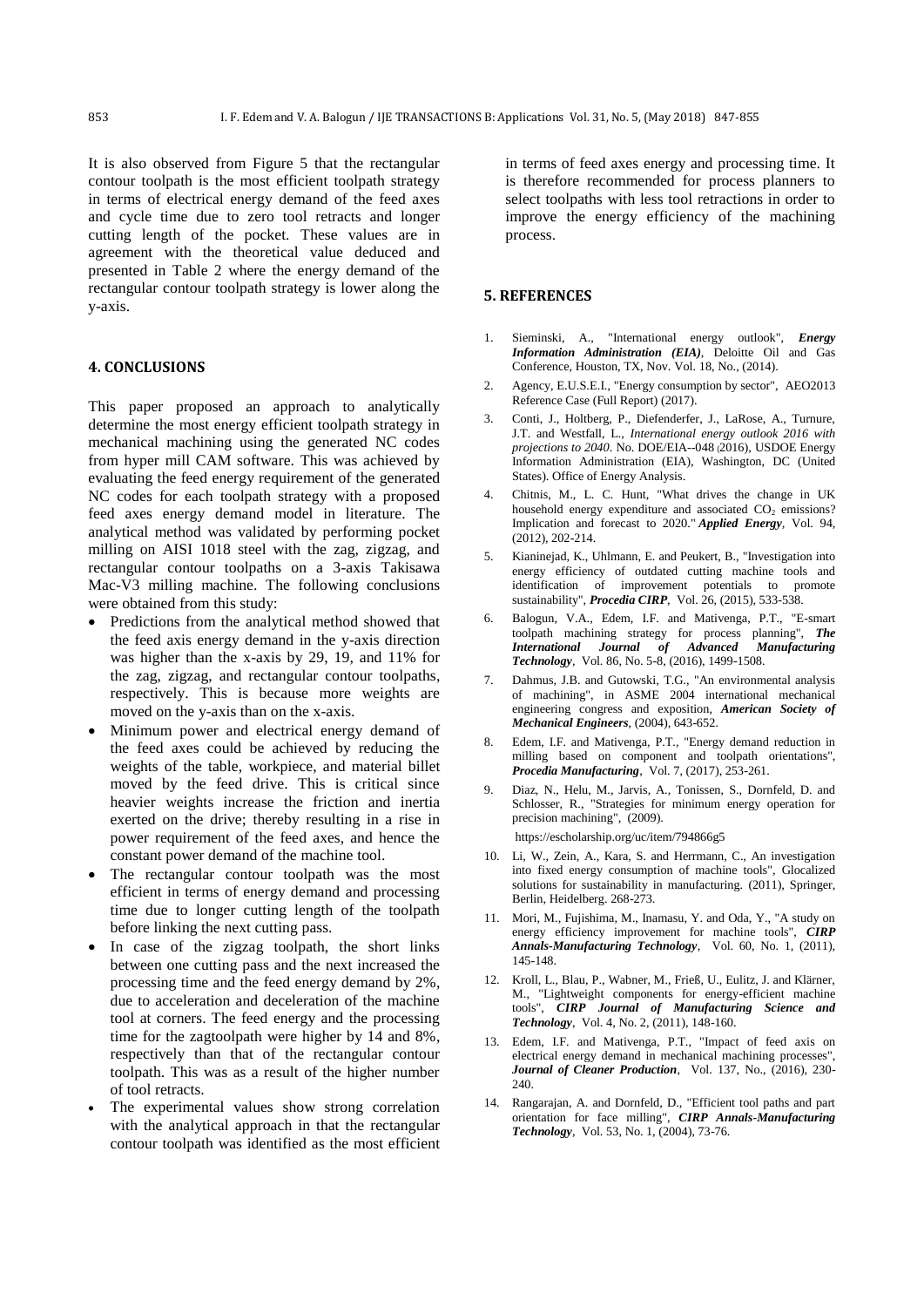It is also observed from Figure 5 that the rectangular contour toolpath is the most efficient toolpath strategy in terms of electrical energy demand of the feed axes and cycle time due to zero tool retracts and longer cutting length of the pocket. These values are in agreement with the theoretical value deduced and presented in Table 2 where the energy demand of the rectangular contour toolpath strategy is lower along the y-axis.

## 4. CONCLUSIONS

This paper proposed an approach to analytically determine the most energy efficient toolpath strategy in mechanical machining using the generated NC codes from hyper mill CAM software. This was achieved by evaluating the feed energy requirement of the generated NC codes for each toolpath strategy with a proposed feed axes energy demand model in literature. The analytical method was validated by performing pocket milling on AISI 1018 steel with the zag, zigzag, and rectangular contour toolpaths on a 3-axis Takisawa Mac-V3 milling machine. The following conclusions were obtained from this study:

- Predictions from the analytical method showed that the feed axis energy demand in the y-axis direction was higher than the x-axis by 29, 19, and 11% for the zag, zigzag, and rectangular contour toolpaths, respectively. This is because more weights are moved on the y-axis than on the x-axis.
- Minimum power and electrical energy demand of the feed axes could be achieved by reducing the weights of the table, workpiece, and material billet moved by the feed drive. This is critical since heavier weights increase the friction and inertia exerted on the drive; thereby resulting in a rise in power requirement of the feed axes, and hence the constant power demand of the machine tool.
- The rectangular contour toolpath was the most efficient in terms of energy demand and processing time due to longer cutting length of the toolpath before linking the next cutting pass.
- In case of the zigzag toolpath, the short links between one cutting pass and the next increased the processing time and the feed energy demand by 2%, due to acceleration and deceleration of the machine tool at corners. The feed energy and the processing time for the zagtoolpath were higher by 14 and 8%, respectively than that of the rectangular contour toolpath. This was as a result of the higher number of tool retracts.
- The experimental values show strong correlation with the analytical approach in that the rectangular contour toolpath was identified as the most efficient in terms of feed axes energy and processing time. It is therefore recommended for process planners to select toolpaths with less tool retractions in order to improve the energy efficiency of the machining process.

## 5. REFERENCES

1. Sieminski, A., "International energy outlook", ***Energy Information Administration (EIA)***, Deloitte Oil and Gas Conference, Houston, TX, Nov. Vol. 18, No., (2014).
2. Agency, E.U.S.E.I., "Energy consumption by sector", AEO2013 Reference Case (Full Report) (2017).
3. Conti, J., Holtberg, P., Diefenderfer, J., LaRose, A., Turnure, J.T. and Westfall, L., *International energy outlook 2016 with projections to 2040*. No. DOE/EIA--048 (2016), USDOE Energy Information Administration (EIA), Washington, DC (United States). Office of Energy Analysis.
4. Chitnis, M., L. C. Hunt, "What drives the change in UK household energy expenditure and associated $CO_2$ emissions? Implication and forecast to 2020." ***Applied Energy***, Vol. 94, (2012), 202-214.
5. Kianinejad, K., Uhlmann, E. and Peukert, B., "Investigation into energy efficiency of outdated cutting machine tools and identification of improvement potentials to promote sustainability", ***Procedia CIRP***, Vol. 26, (2015), 533-538.
6. Balogun, V.A., Edem, I.F. and Mativenga, P.T., "E-smart toolpath machining strategy for process planning", ***The International Journal of Advanced Manufacturing Technology***, Vol. 86, No. 5-8, (2016), 1499-1508.
7. Dahmus, J.B. and Gutowski, T.G., "An environmental analysis of machining", in ASME 2004 international mechanical engineering congress and exposition, ***American Society of Mechanical Engineers***, (2004), 643-652.
8. Edem, I.F. and Mativenga, P.T., "Energy demand reduction in milling based on component and toolpath orientations", ***Procedia Manufacturing***, Vol. 7, (2017), 253-261.
9. Diaz, N., Helu, M., Jarvis, A., Tonissen, S., Dornfeld, D. and Schlosser, R., "Strategies for minimum energy operation for precision machining", (2009). https://escholarship.org/uc/item/794866g5
10. Li, W., Zein, A., Kara, S. and Herrmann, C., An investigation into fixed energy consumption of machine tools", Glocalized solutions for sustainability in manufacturing. (2011), Springer, Berlin, Heidelberg. 268-273.
11. Mori, M., Fujishima, M., Inamasu, Y. and Oda, Y., "A study on energy efficiency improvement for machine tools", ***CIRP Annals-Manufacturing Technology***, Vol. 60, No. 1, (2011), 145-148.
12. Kroll, L., Blau, P., Wabner, M., Frieß, U., Eulitz, J. and Klärner, M., "Lightweight components for energy-efficient machine tools", ***CIRP Journal of Manufacturing Science and Technology***, Vol. 4, No. 2, (2011), 148-160.
13. Edem, I.F. and Mativenga, P.T., "Impact of feed axis on electrical energy demand in mechanical machining processes", ***Journal of Cleaner Production***, Vol. 137, No., (2016), 230-240.
14. Rangarajan, A. and Dornfeld, D., "Efficient tool paths and part orientation for face milling", ***CIRP Annals-Manufacturing Technology***, Vol. 53, No. 1, (2004), 73-76.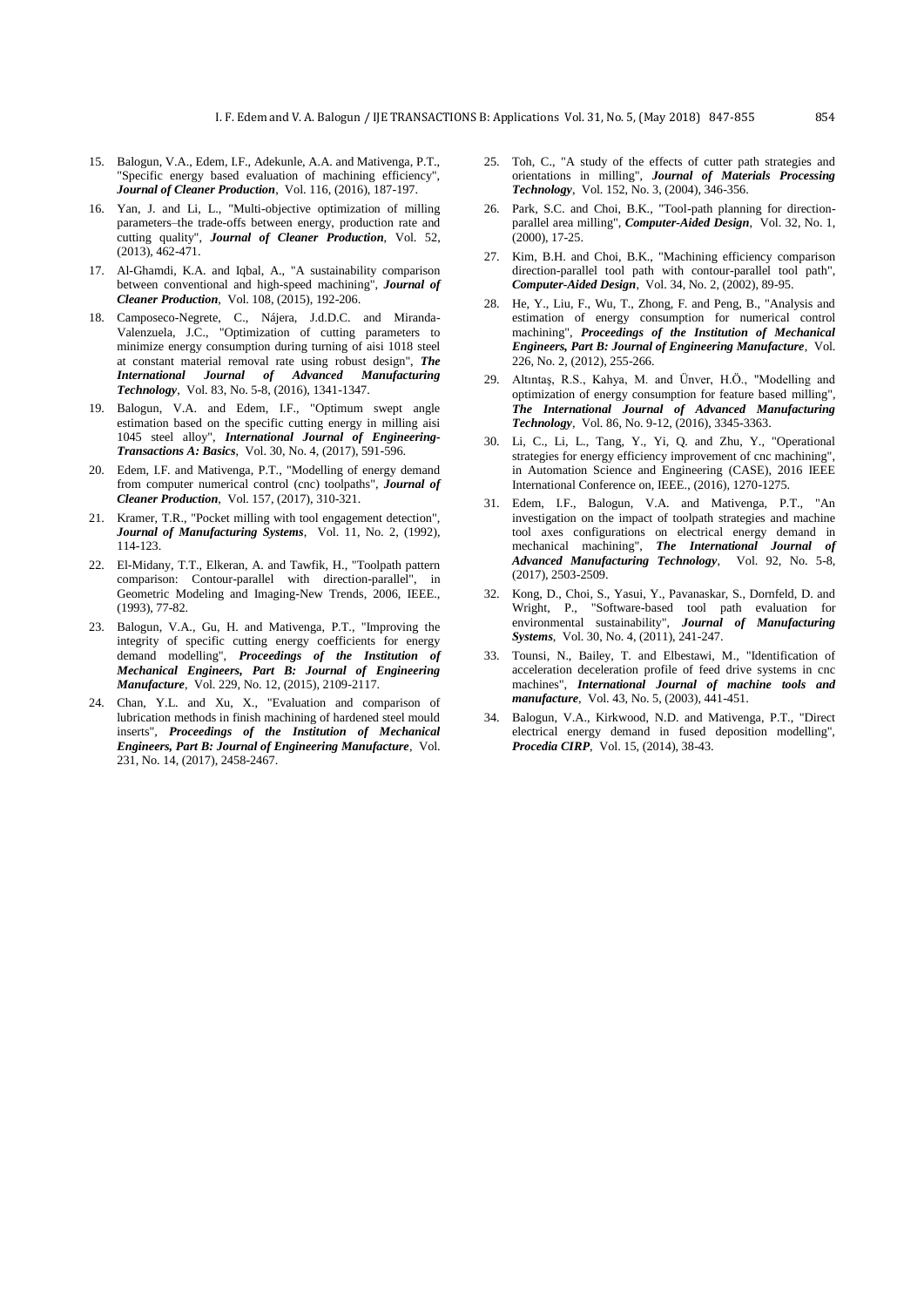15. Balogun, V.A., Edem, I.F., Adekunle, A.A. and Mativenga, P.T., "Specific energy based evaluation of machining efficiency", ***Journal of Cleaner Production***, Vol. 116, (2016), 187-197.

16. Yan, J. and Li, L., "Multi-objective optimization of milling parameters–the trade-offs between energy, production rate and cutting quality", ***Journal of Cleaner Production***, Vol. 52, (2013), 462-471.

17. Al-Ghamdi, K.A. and Iqbal, A., "A sustainability comparison between conventional and high-speed machining", ***Journal of Cleaner Production***, Vol. 108, (2015), 192-206.

18. Camposeco-Negrete, C., Nájera, J.d.D.C. and Miranda-Valenzuela, J.C., "Optimization of cutting parameters to minimize energy consumption during turning of aisi 1018 steel at constant material removal rate using robust design", ***The International Journal of Advanced Manufacturing Technology***, Vol. 83, No. 5-8, (2016), 1341-1347.

19. Balogun, V.A. and Edem, I.F., "Optimum swept angle estimation based on the specific cutting energy in milling aisi 1045 steel alloy", ***International Journal of Engineering-Transactions A: Basics***, Vol. 30, No. 4, (2017), 591-596.

20. Edem, I.F. and Mativenga, P.T., "Modelling of energy demand from computer numerical control (cnc) toolpaths", ***Journal of Cleaner Production***, Vol. 157, (2017), 310-321.

21. Kramer, T.R., "Pocket milling with tool engagement detection", ***Journal of Manufacturing Systems***, Vol. 11, No. 2, (1992), 114-123.

22. El-Midany, T.T., Elkeran, A. and Tawfik, H., "Toolpath pattern comparison: Contour-parallel with direction-parallel", in Geometric Modeling and Imaging-New Trends, 2006, IEEE., (1993), 77-82.

23. Balogun, V.A., Gu, H. and Mativenga, P.T., "Improving the integrity of specific cutting energy coefficients for energy demand modelling", ***Proceedings of the Institution of Mechanical Engineers, Part B: Journal of Engineering Manufacture***, Vol. 229, No. 12, (2015), 2109-2117.

24. Chan, Y.L. and Xu, X., "Evaluation and comparison of lubrication methods in finish machining of hardened steel mould inserts", ***Proceedings of the Institution of Mechanical Engineers, Part B: Journal of Engineering Manufacture***, Vol. 231, No. 14, (2017), 2458-2467.

25. Toh, C., "A study of the effects of cutter path strategies and orientations in milling", ***Journal of Materials Processing Technology***, Vol. 152, No. 3, (2004), 346-356.

26. Park, S.C. and Choi, B.K., "Tool-path planning for direction-parallel area milling", ***Computer-Aided Design***, Vol. 32, No. 1, (2000), 17-25.

27. Kim, B.H. and Choi, B.K., "Machining efficiency comparison direction-parallel tool path with contour-parallel tool path", ***Computer-Aided Design***, Vol. 34, No. 2, (2002), 89-95.

28. He, Y., Liu, F., Wu, T., Zhong, F. and Peng, B., "Analysis and estimation of energy consumption for numerical control machining", ***Proceedings of the Institution of Mechanical Engineers, Part B: Journal of Engineering Manufacture***, Vol. 226, No. 2, (2012), 255-266.

29. Altıntaş, R.S., Kahya, M. and Ünver, H.Ö., "Modelling and optimization of energy consumption for feature based milling", ***The International Journal of Advanced Manufacturing Technology***, Vol. 86, No. 9-12, (2016), 3345-3363.

30. Li, C., Li, L., Tang, Y., Yi, Q. and Zhu, Y., "Operational strategies for energy efficiency improvement of cnc machining", in Automation Science and Engineering (CASE), 2016 IEEE International Conference on, IEEE., (2016), 1270-1275.

31. Edem, I.F., Balogun, V.A. and Mativenga, P.T., "An investigation on the impact of toolpath strategies and machine tool axes configurations on electrical energy demand in mechanical machining", ***The International Journal of Advanced Manufacturing Technology***, Vol. 92, No. 5-8, (2017), 2503-2509.

32. Kong, D., Choi, S., Yasui, Y., Pavanaskar, S., Dornfeld, D. and Wright, P., "Software-based tool path evaluation for environmental sustainability", ***Journal of Manufacturing Systems***, Vol. 30, No. 4, (2011), 241-247.

33. Tounsi, N., Bailey, T. and Elbestawi, M., "Identification of acceleration deceleration profile of feed drive systems in cnc machines", ***International Journal of machine tools and manufacture***, Vol. 43, No. 5, (2003), 441-451.

34. Balogun, V.A., Kirkwood, N.D. and Mativenga, P.T., "Direct electrical energy demand in fused deposition modelling", ***Procedia CIRP***, Vol. 15, (2014), 38-43.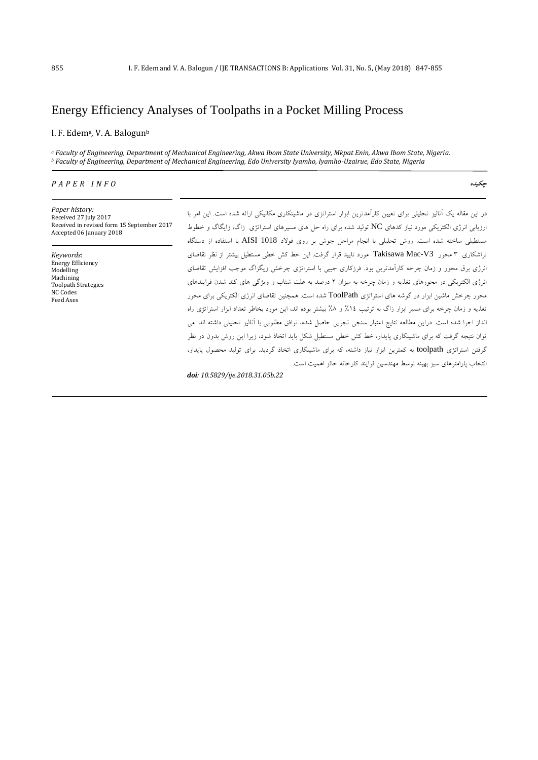# Energy Efficiency Analyses of Toolpaths in a Pocket Milling Process

I. F. Edem[a], V. A. Balogun[b]

[a] *Faculty of Engineering, Department of Mechanical Engineering, Akwa Ibom State University, Mkpat Enin, Akwa Ibom State, Nigeria.*
[b] *Faculty of Engineering, Department of Mechanical Engineering, Edo University Iyamho, Iyamho-Uzairue, Edo State, Nigeria*

*P A P E R  I N F O*

*Paper history:*
Received 27 July 2017
Received in revised form 15 September 2017
Accepted 06 January 2018

*Keywords*:
Energy Efficiency
Modelling
Machining
Toolpath Strategies
NC Codes
Feed Axes

**چکیده**

در این مقاله یک آنالیز تحلیلی برای تعیین کارآمدترین ابزار استراتژی در ماشینکاری مکانیکی ارائه شده است. این امر با ارزیابی انرژی الکتریکی مورد نیاز کدهای NC تولید شده برای راه حل های مسیرهای استراتژی زاگ، زایگاگ و خطوط مستطیلی ساخته شده است. روش تحلیلی با انجام مراحل جوش بر روی فولاد AISI 1018 با استفاده از دستگاه تراشکاری ۳ محور Takisawa Mac-V3 مورد تایید قرار گرفت. این خط کش خطی مستطیل بیشتر از نظر تقاضای انرژی برق محور و زمان چرخه کارآمدترین بود. فرزکاری جیبی با استراتژی چرخش زیگزاگ موجب افزایش تقاضای انرژی الکتریکی در محورهای تغذیه و زمان چرخه به میزان ۲ درصد به علت شتاب و ویژگی های کند شدن فرایندهای محور چرخش ماشین ابزار در گوشه های استراتژی ToolPath شده است. همچنین تقاضای انرژی الکتریکی برای محور تغذیه و زمان چرخه برای مسیر ابزار زاگ به ترتیب ۱۴٪ و ۸٪ بیشتر بوده اند، این مورد بخاطر تعداد ابزار استراتژی راه انداز اجرا شده است. دراین مطالعه نتایج اعتبار سنجی تجربی حاصل شده، توافق مطلوبی با آنالیز تحلیلی داشته اند. می توان نتیجه گرفت که برای ماشینکاری پایدار، خط کش خطی مستطیل شکل باید اتخاذ شود، زیرا این روش بدون در نظر گرفتن استراتژی toolpath به کمترین ابزار نیاز داشته، که برای ماشینکاری اتخاذ گردید. برای تولید محصول پایدار، انتخاب پارامترهای سبز بهینه توسط مهندسین فرایند کارخانه حائز اهمیت است.

***doi**: 10.5829/ije.2018.31.05b.22*